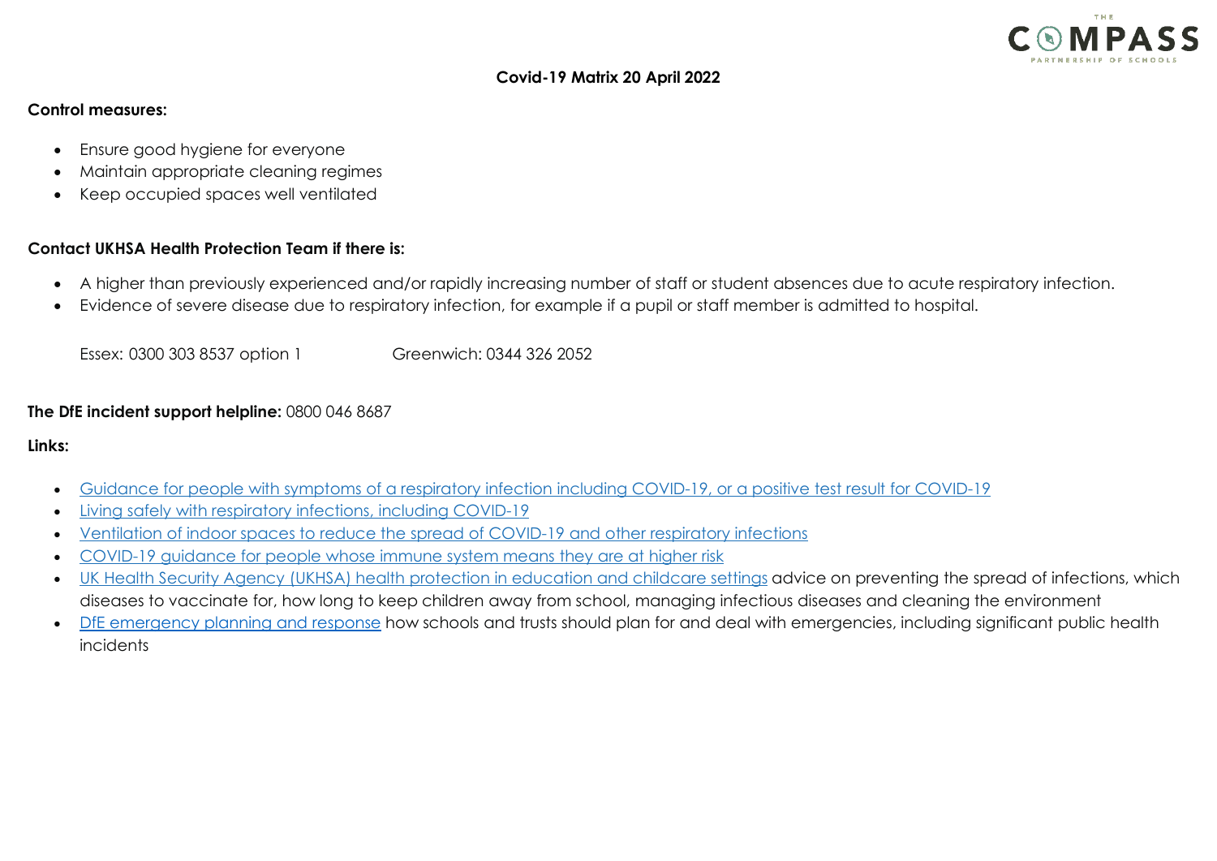**Covid-19 Matrix 20 April 2022**

**Control measures:**

- Ensure good hygiene for everyone
- Maintain appropriate cleaning regimes
- Keep occupied spaces well ventilated

**Contact UKHSA Health Protection Team if there is:**

- A higher than previously experienced and/or rapidly increasing number of staff or student absences due to acute respiratory infection.
- Evidence of severe disease due to respiratory infection, for example if a pupil or staff member is admitted to hospital.

Essex: 0300 303 8537 option 1 Greenwich: 0344 326 2052

**The DfE incident support helpline:** 0800 046 8687

**Links:**

- Guidance for people with symptoms of a respiratory infection including COVID-19, or a positive test result for COVID-19
- Living safely with respiratory infections, including COVID-19
- Ventilation of indoor spaces to reduce the spread of COVID-19 and other respiratory infections
- COVID-19 guidance for people whose immune system means they are at higher risk
- UK Health Security Agency (UKHSA) health protection in education and childcare settings advice on preventing the spread of infections, which diseases to vaccinate for, how long to keep children away from school, managing infectious diseases and cleaning the environment
- DfE emergency planning and response how schools and trusts should plan for and deal with emergencies, including significant public health incidents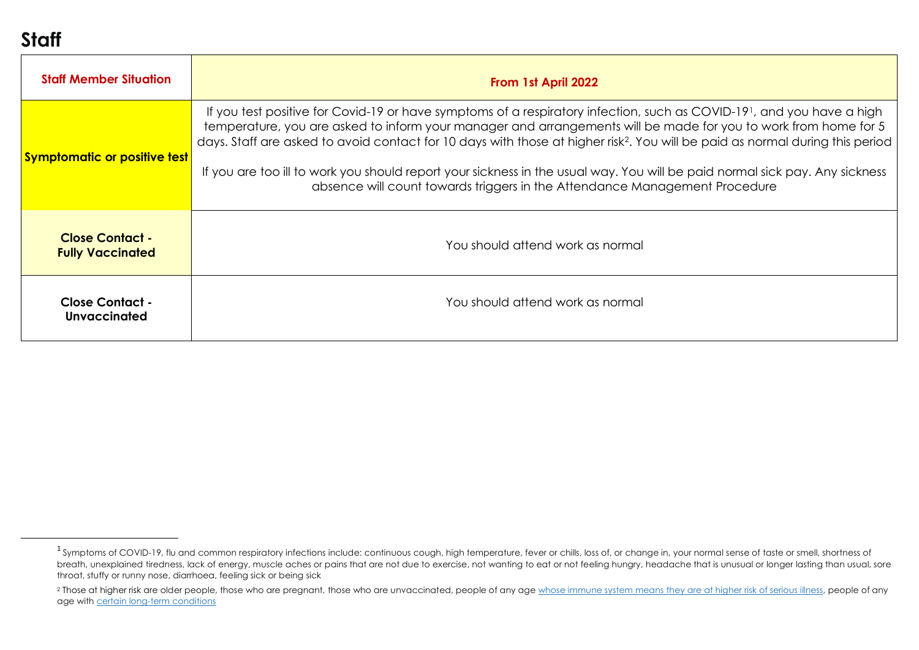# Staff

| Staff Member Situation | From 1st April 2022 |
| --- | --- |
| **Symptomatic or positive test** | If you test positive for Covid-19 or have symptoms of a respiratory infection, such as COVID-19[1], and you have a high temperature, you are asked to inform your manager and arrangements will be made for you to work from home for 5 days. Staff are asked to avoid contact for 10 days with those at higher risk[2]. You will be paid as normal during this period<br><br>If you are too ill to work you should report your sickness in the usual way. You will be paid normal sick pay. Any sickness absence will count towards triggers in the Attendance Management Procedure |
| **Close Contact - Fully Vaccinated** | You should attend work as normal |
| **Close Contact - Unvaccinated** | You should attend work as normal |

[1] Symptoms of COVID-19, flu and common respiratory infections include: continuous cough, high temperature, fever or chills, loss of, or change in, your normal sense of taste or smell, shortness of breath, unexplained tiredness, lack of energy, muscle aches or pains that are not due to exercise, not wanting to eat or not feeling hungry, headache that is unusual or longer lasting than usual, sore throat, stuffy or runny nose, diarrhoea, feeling sick or being sick

[2] Those at higher risk are older people, those who are pregnant, those who are unvaccinated, people of any age whose immune system means they are at higher risk of serious illness, people of any age with certain long-term conditions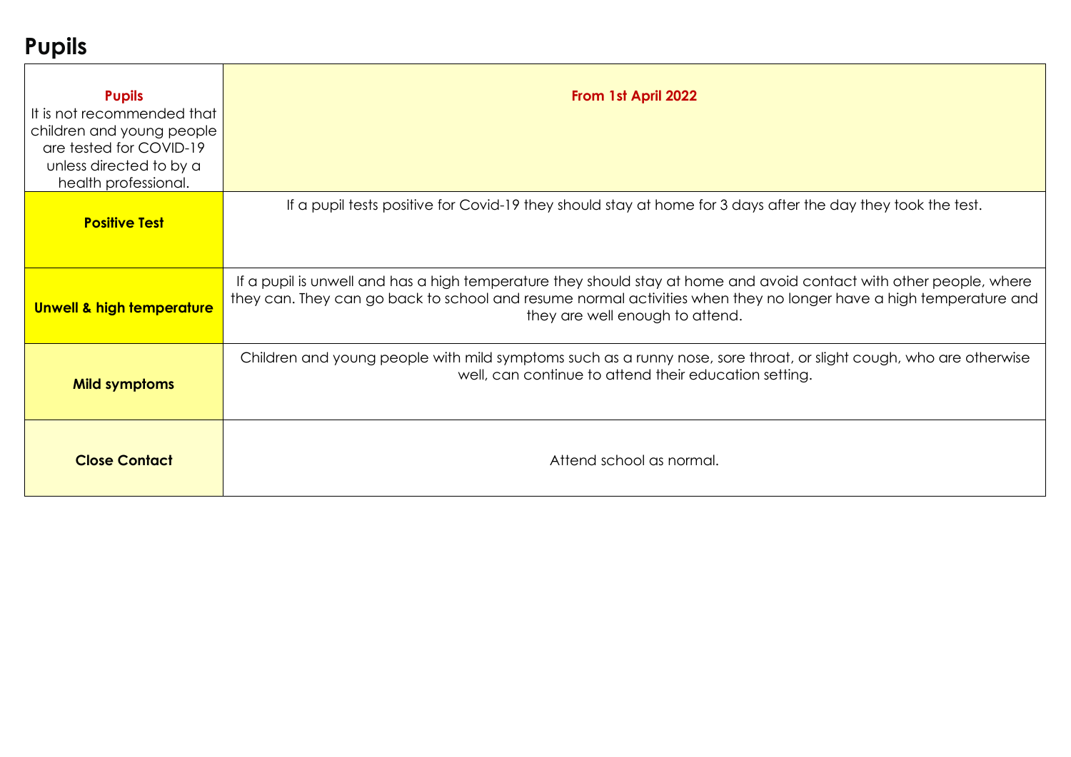# Pupils

| **Pupils**<br>It is not recommended that children and young people are tested for COVID-19 unless directed to by a health professional. | **From 1st April 2022** |
|---|---|
| **Positive Test** | If a pupil tests positive for Covid-19 they should stay at home for 3 days after the day they took the test. |
| **Unwell & high temperature** | If a pupil is unwell and has a high temperature they should stay at home and avoid contact with other people, where they can. They can go back to school and resume normal activities when they no longer have a high temperature and they are well enough to attend. |
| **Mild symptoms** | Children and young people with mild symptoms such as a runny nose, sore throat, or slight cough, who are otherwise well, can continue to attend their education setting. |
| **Close Contact** | Attend school as normal. |